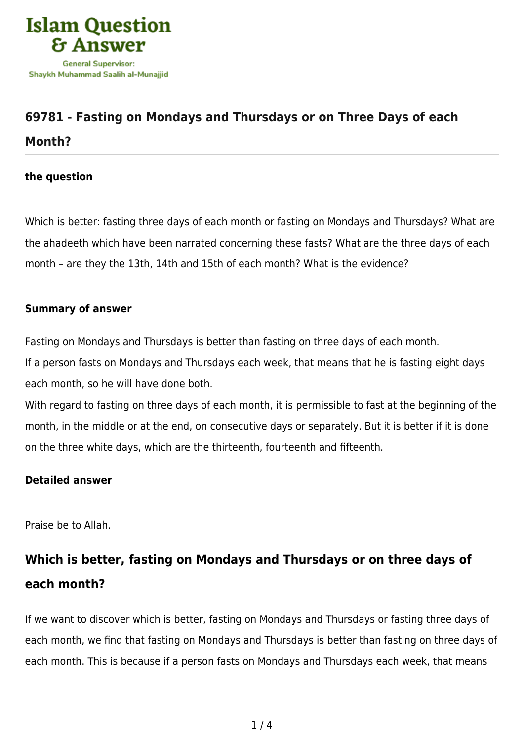# 69781 - Fasting on Mondays and Thursdays or on Three Days of each Month?

### the question

Which is better: fasting three days of each month or fasting on Mondays and Thursdays? What are the ahadeeth which have been narrated concerning these fasts? What are the three days of each month – are they the 13th, 14th and 15th of each month? What is the evidence?

### Summary of answer

Fasting on Mondays and Thursdays is better than fasting on three days of each month.
If a person fasts on Mondays and Thursdays each week, that means that he is fasting eight days each month, so he will have done both.
With regard to fasting on three days of each month, it is permissible to fast at the beginning of the month, in the middle or at the end, on consecutive days or separately. But it is better if it is done on the three white days, which are the thirteenth, fourteenth and fifteenth.

### Detailed answer

Praise be to Allah.

## Which is better, fasting on Mondays and Thursdays or on three days of each month?

If we want to discover which is better, fasting on Mondays and Thursdays or fasting three days of each month, we find that fasting on Mondays and Thursdays is better than fasting on three days of each month. This is because if a person fasts on Mondays and Thursdays each week, that means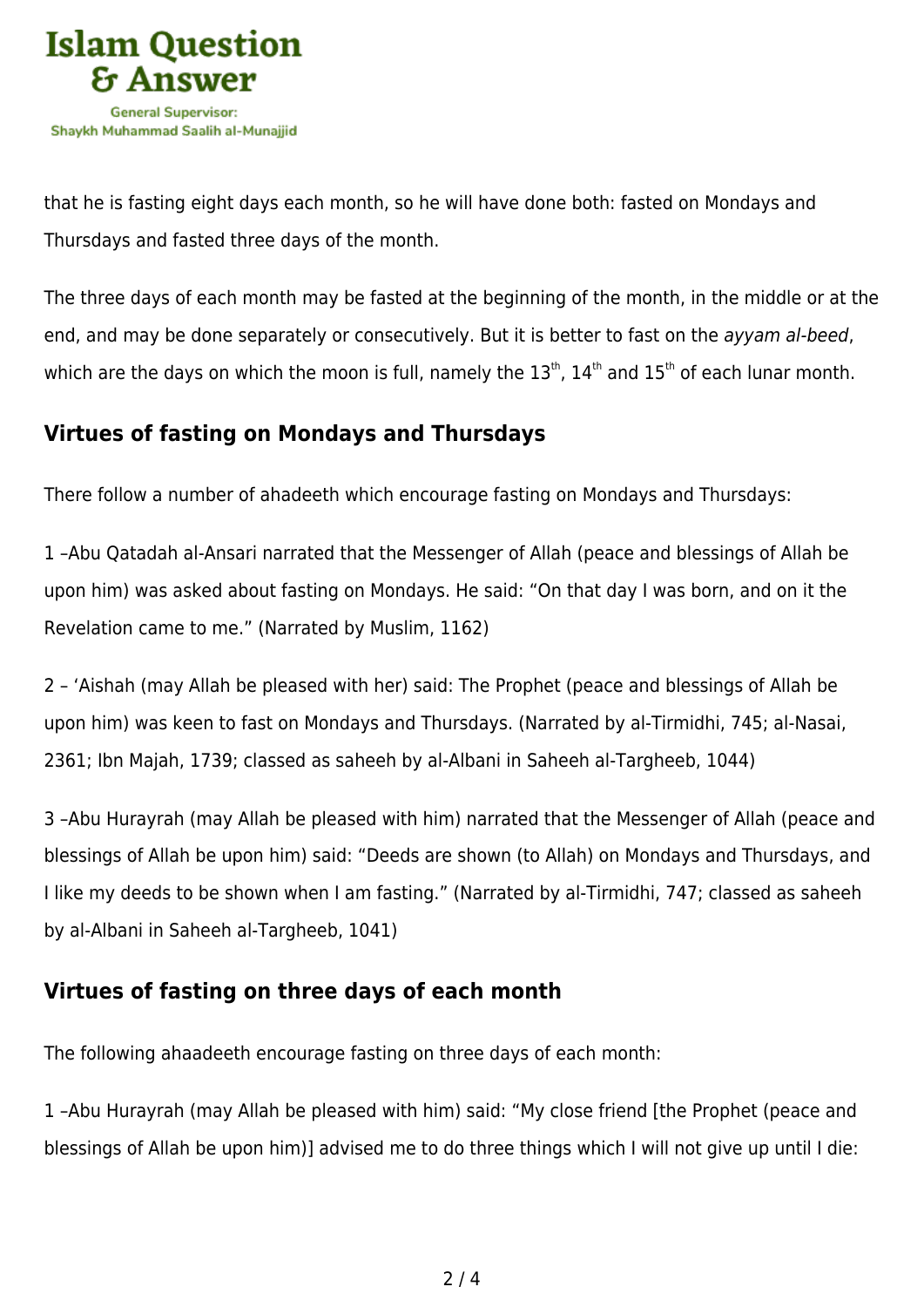that he is fasting eight days each month, so he will have done both: fasted on Mondays and Thursdays and fasted three days of the month.

The three days of each month may be fasted at the beginning of the month, in the middle or at the end, and may be done separately or consecutively. But it is better to fast on the *ayyam al-beed*, which are the days on which the moon is full, namely the 13th, 14th and 15th of each lunar month.

## Virtues of fasting on Mondays and Thursdays

There follow a number of ahadeeth which encourage fasting on Mondays and Thursdays:

1 –Abu Qatadah al-Ansari narrated that the Messenger of Allah (peace and blessings of Allah be upon him) was asked about fasting on Mondays. He said: "On that day I was born, and on it the Revelation came to me." (Narrated by Muslim, 1162)

2 – 'Aishah (may Allah be pleased with her) said: The Prophet (peace and blessings of Allah be upon him) was keen to fast on Mondays and Thursdays. (Narrated by al-Tirmidhi, 745; al-Nasai, 2361; Ibn Majah, 1739; classed as saheeh by al-Albani in Saheeh al-Targheeb, 1044)

3 –Abu Hurayrah (may Allah be pleased with him) narrated that the Messenger of Allah (peace and blessings of Allah be upon him) said: "Deeds are shown (to Allah) on Mondays and Thursdays, and I like my deeds to be shown when I am fasting." (Narrated by al-Tirmidhi, 747; classed as saheeh by al-Albani in Saheeh al-Targheeb, 1041)

## Virtues of fasting on three days of each month

The following ahaadeeth encourage fasting on three days of each month:

1 –Abu Hurayrah (may Allah be pleased with him) said: "My close friend [the Prophet (peace and blessings of Allah be upon him)] advised me to do three things which I will not give up until I die: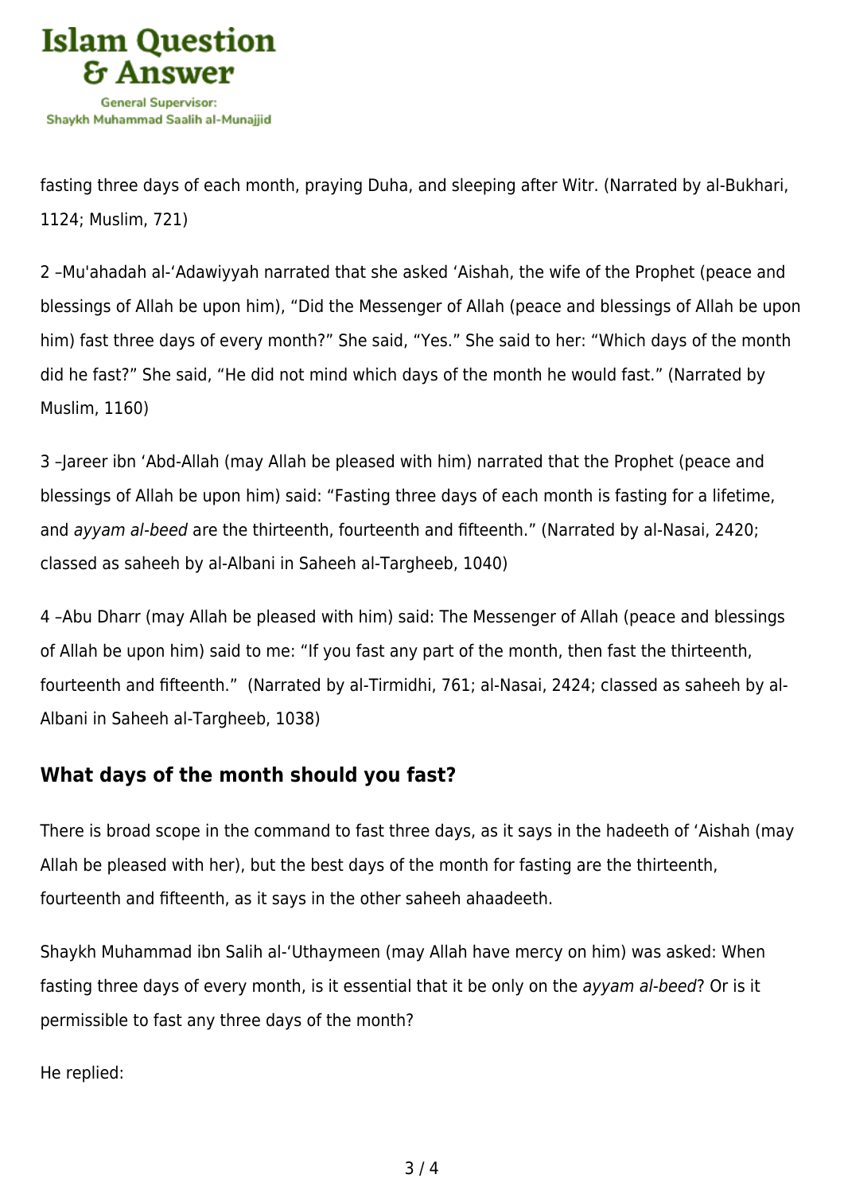fasting three days of each month, praying Duha, and sleeping after Witr. (Narrated by al-Bukhari, 1124; Muslim, 721)

2 –Mu'ahadah al-'Adawiyyah narrated that she asked 'Aishah, the wife of the Prophet (peace and blessings of Allah be upon him), "Did the Messenger of Allah (peace and blessings of Allah be upon him) fast three days of every month?" She said, "Yes." She said to her: "Which days of the month did he fast?" She said, "He did not mind which days of the month he would fast." (Narrated by Muslim, 1160)

3 –Jareer ibn 'Abd-Allah (may Allah be pleased with him) narrated that the Prophet (peace and blessings of Allah be upon him) said: "Fasting three days of each month is fasting for a lifetime, and *ayyam al-beed* are the thirteenth, fourteenth and fifteenth." (Narrated by al-Nasai, 2420; classed as saheeh by al-Albani in Saheeh al-Targheeb, 1040)

4 –Abu Dharr (may Allah be pleased with him) said: The Messenger of Allah (peace and blessings of Allah be upon him) said to me: "If you fast any part of the month, then fast the thirteenth, fourteenth and fifteenth."  (Narrated by al-Tirmidhi, 761; al-Nasai, 2424; classed as saheeh by al-Albani in Saheeh al-Targheeb, 1038)

## What days of the month should you fast?

There is broad scope in the command to fast three days, as it says in the hadeeth of 'Aishah (may Allah be pleased with her), but the best days of the month for fasting are the thirteenth, fourteenth and fifteenth, as it says in the other saheeh ahaadeeth.

Shaykh Muhammad ibn Salih al-'Uthaymeen (may Allah have mercy on him) was asked: When fasting three days of every month, is it essential that it be only on the *ayyam al-beed*? Or is it permissible to fast any three days of the month?

He replied: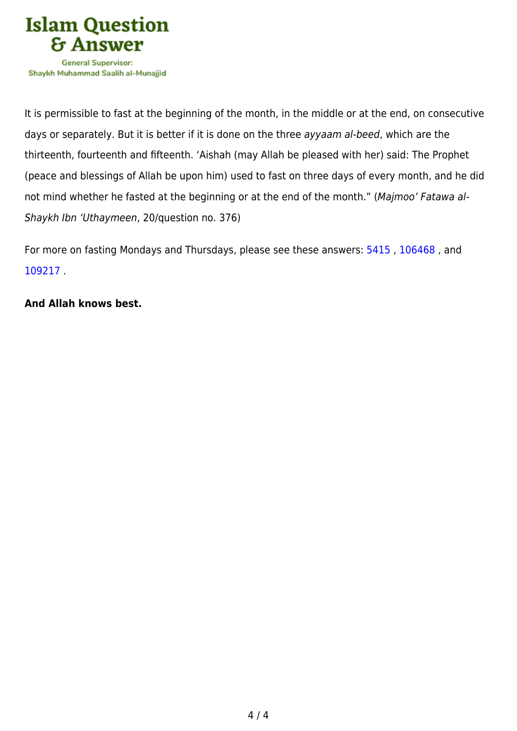It is permissible to fast at the beginning of the month, in the middle or at the end, on consecutive days or separately. But it is better if it is done on the three *ayyaam al-beed*, which are the thirteenth, fourteenth and fifteenth. 'Aishah (may Allah be pleased with her) said: The Prophet (peace and blessings of Allah be upon him) used to fast on three days of every month, and he did not mind whether he fasted at the beginning or at the end of the month." (*Majmoo' Fatawa al-Shaykh Ibn 'Uthaymeen*, 20/question no. 376)

For more on fasting Mondays and Thursdays, please see these answers: 5415 , 106468 , and 109217 .

**And Allah knows best.**